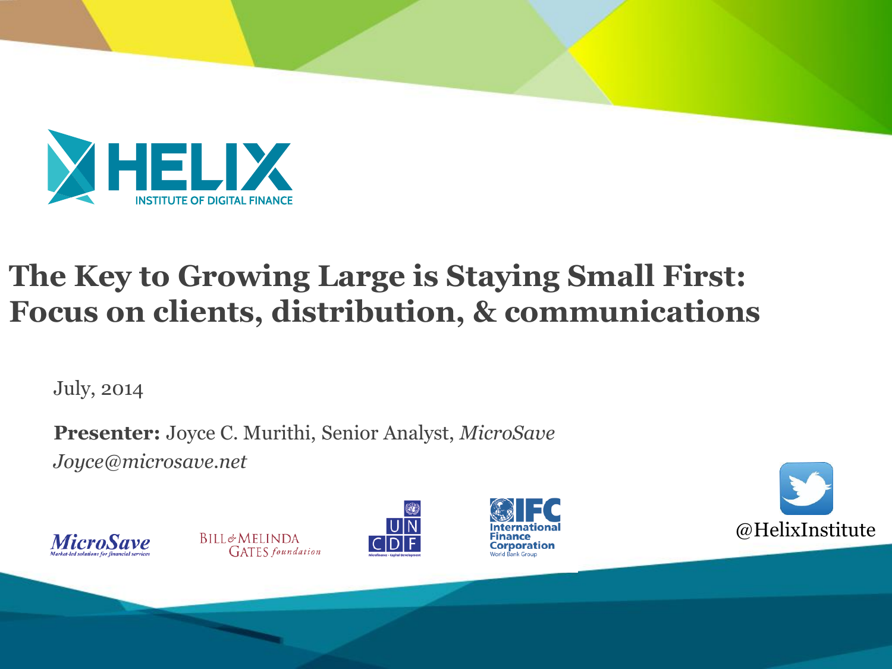# HELIX
INSTITUTE OF DIGITAL FINANCE

# The Key to Growing Large is Staying Small First: Focus on clients, distribution, & communications

July, 2014

**Presenter:** Joyce C. Murithi, Senior Analyst, *MicroSave*
*Joyce@microsave.net*

MicroSave — Market-led solutions for financial services

BILL & MELINDA GATES foundation

UNCDF

IFC International Finance Corporation — World Bank Group

@HelixInstitute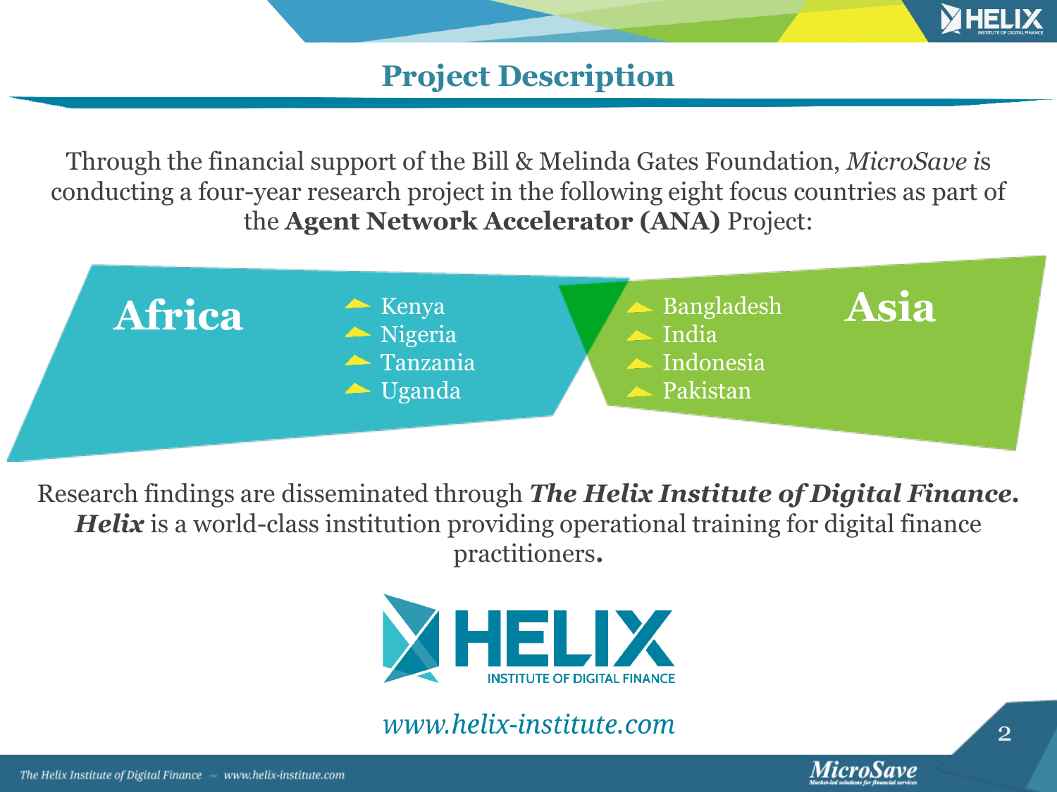# Project Description

Through the financial support of the Bill & Melinda Gates Foundation, *MicroSave* is conducting a four-year research project in the following eight focus countries as part of the **Agent Network Accelerator (ANA)** Project:

## Africa

- Kenya
- Nigeria
- Tanzania
- Uganda

## Asia

- Bangladesh
- India
- Indonesia
- Pakistan

Research findings are disseminated through ***The Helix Institute of Digital Finance.*** ***Helix*** is a world-class institution providing operational training for digital finance practitioners**.**

HELIX INSTITUTE OF DIGITAL FINANCE

*www.helix-institute.com*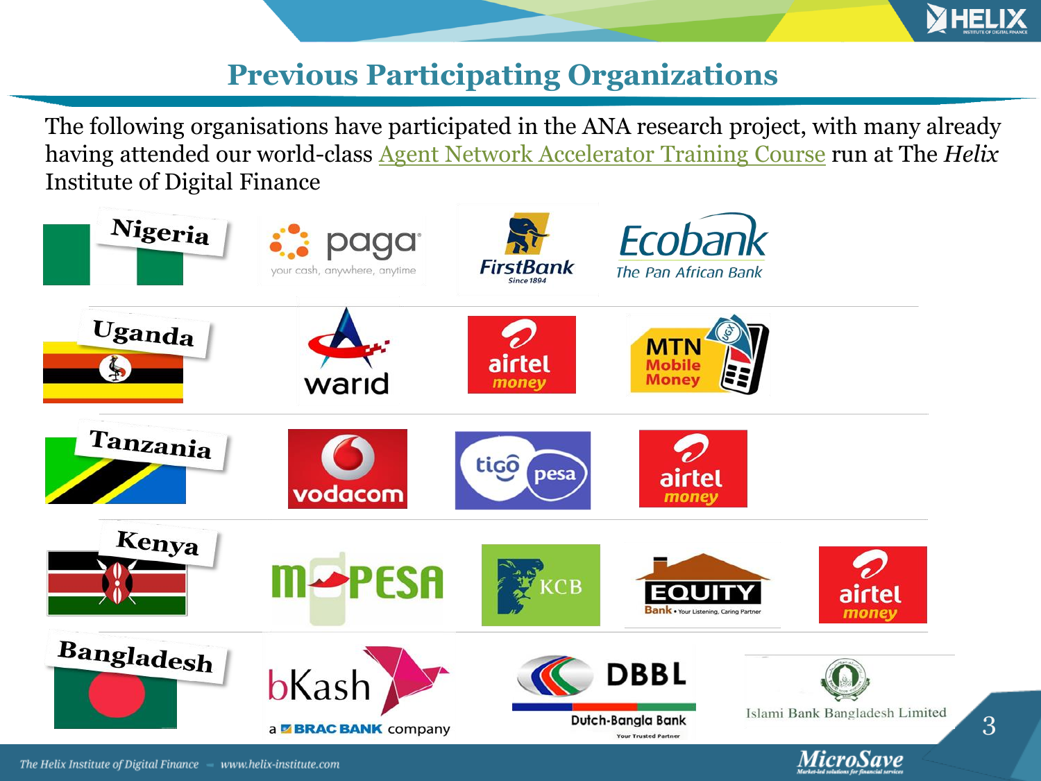# Previous Participating Organizations

The following organisations have participated in the ANA research project, with many already having attended our world-class Agent Network Accelerator Training Course run at The *Helix* Institute of Digital Finance

**Nigeria**

paga – your cash, anywhere, anytime

FirstBank – Since 1894

Ecobank – The Pan African Bank

**Uganda**

warid

airtel money

MTN Mobile Money

**Tanzania**

vodacom

tigo pesa

airtel money

**Kenya**

M-PESA

KCB

EQUITY Bank • Your Listening, Caring Partner

airtel money

**Bangladesh**

bKash – a BRAC BANK company

DBBL – Dutch-Bangla Bank – Your Trusted Partner

Islami Bank Bangladesh Limited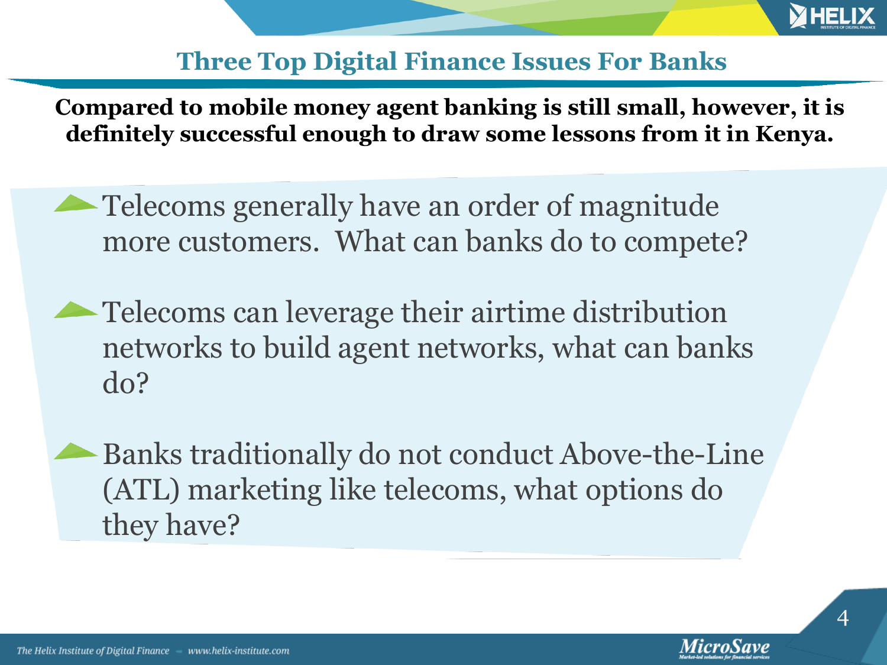# Three Top Digital Finance Issues For Banks

**Compared to mobile money agent banking is still small, however, it is definitely successful enough to draw some lessons from it in Kenya.**

- Telecoms generally have an order of magnitude more customers. What can banks do to compete?
- Telecoms can leverage their airtime distribution networks to build agent networks, what can banks do?
- Banks traditionally do not conduct Above-the-Line (ATL) marketing like telecoms, what options do they have?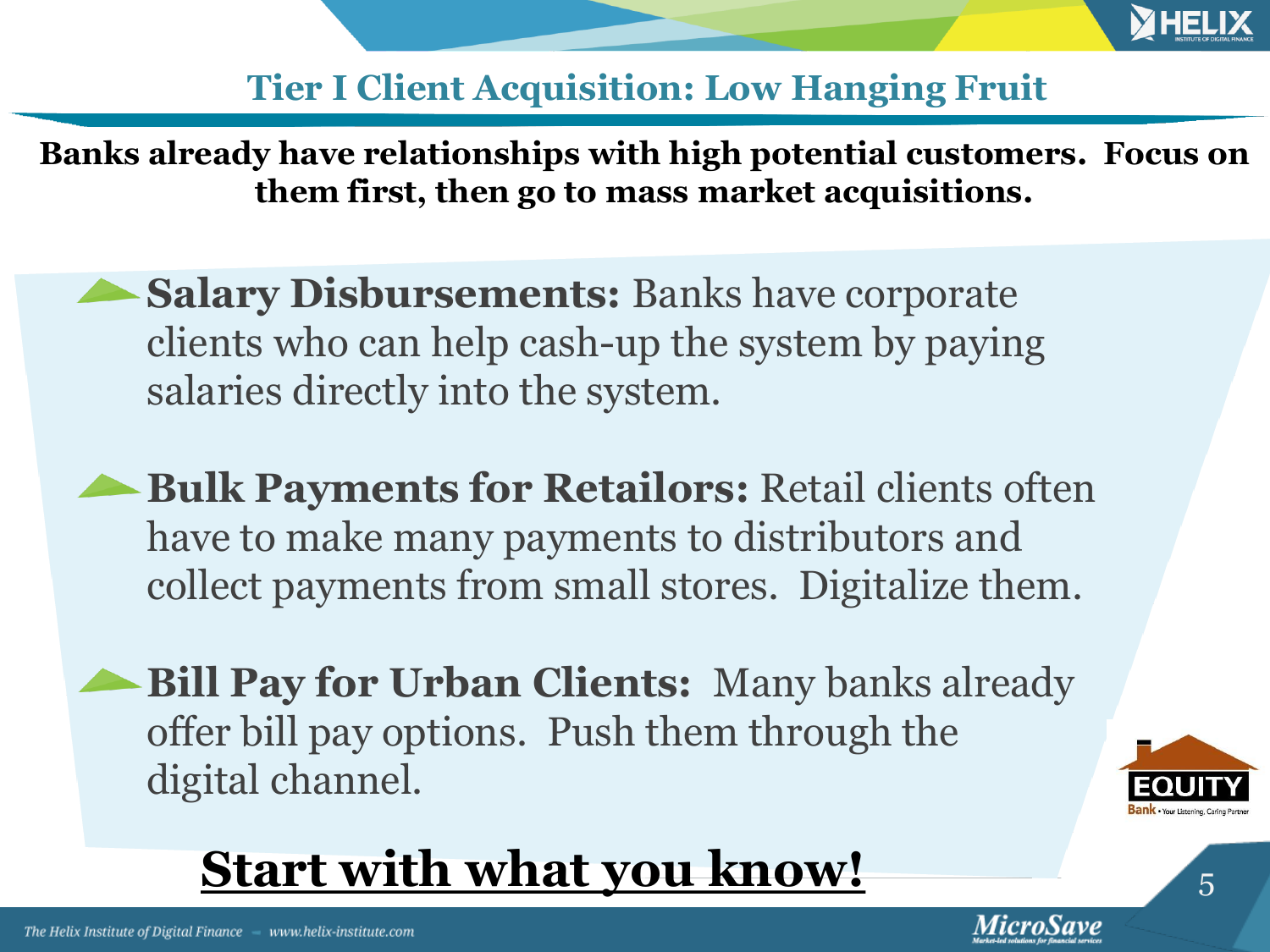## Tier I Client Acquisition: Low Hanging Fruit

**Banks already have relationships with high potential customers. Focus on them first, then go to mass market acquisitions.**

- **Salary Disbursements:** Banks have corporate clients who can help cash-up the system by paying salaries directly into the system.
- **Bulk Payments for Retailors:** Retail clients often have to make many payments to distributors and collect payments from small stores. Digitalize them.
- **Bill Pay for Urban Clients:** Many banks already offer bill pay options. Push them through the digital channel.

**Start with what you know!**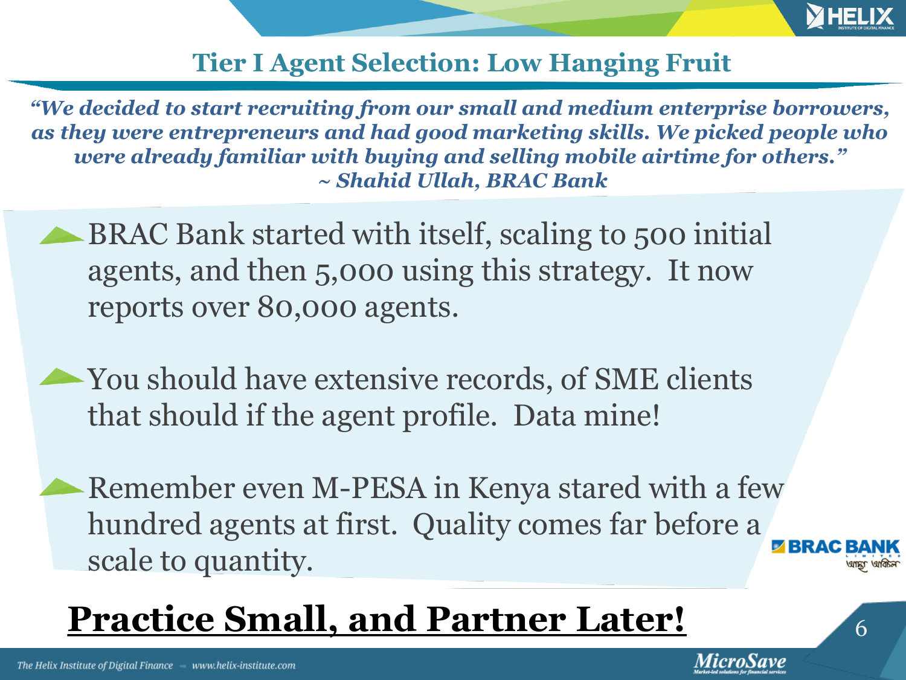## Tier I Agent Selection: Low Hanging Fruit

***"We decided to start recruiting from our small and medium enterprise borrowers, as they were entrepreneurs and had good marketing skills. We picked people who were already familiar with buying and selling mobile airtime for others."***
***~ Shahid Ullah, BRAC Bank***

- BRAC Bank started with itself, scaling to 500 initial agents, and then 5,000 using this strategy. It now reports over 80,000 agents.
- You should have extensive records, of SME clients that should if the agent profile. Data mine!
- Remember even M-PESA in Kenya stared with a few hundred agents at first. Quality comes far before a scale to quantity.

**Practice Small, and Partner Later!**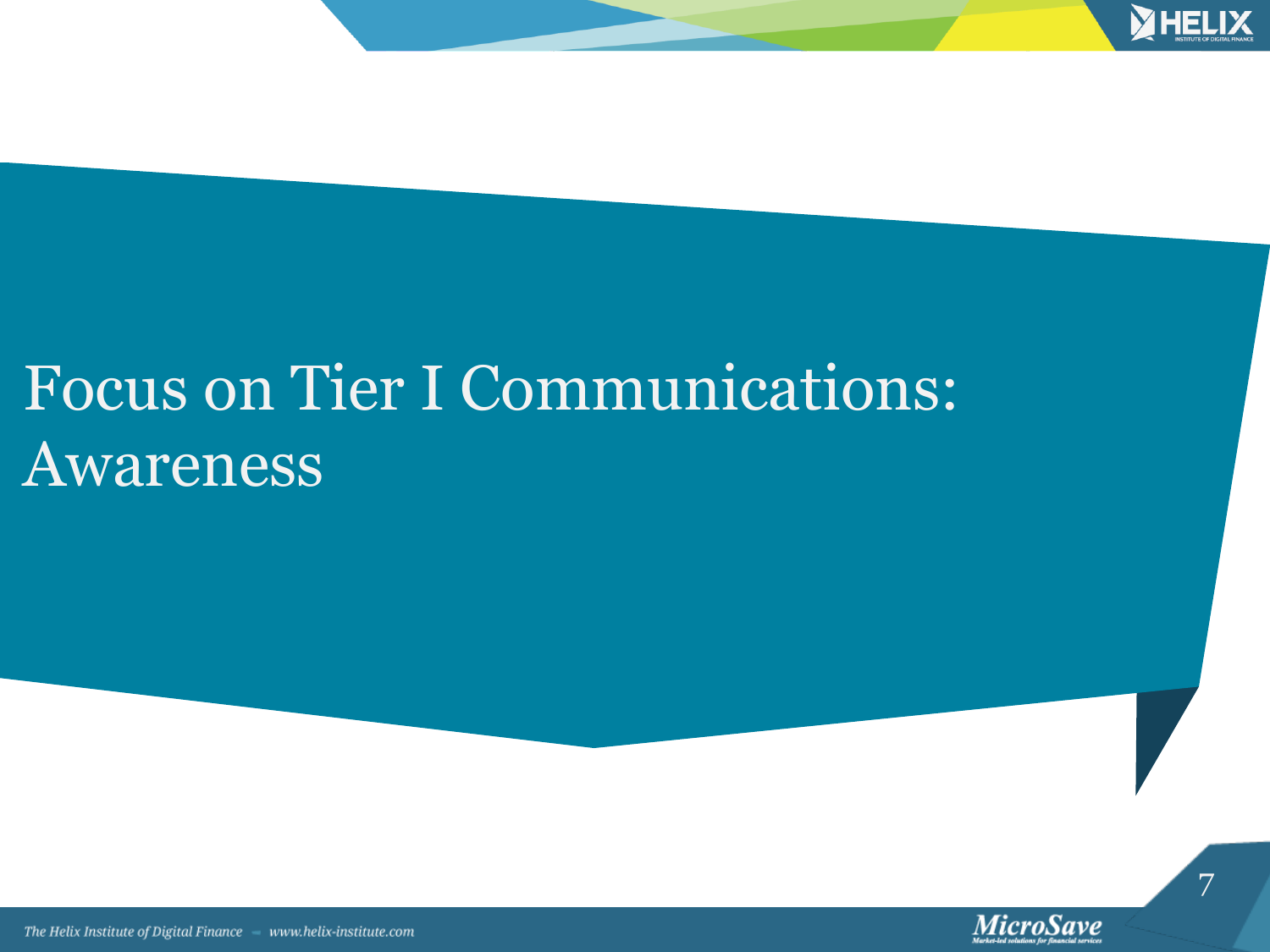# Focus on Tier I Communications: Awareness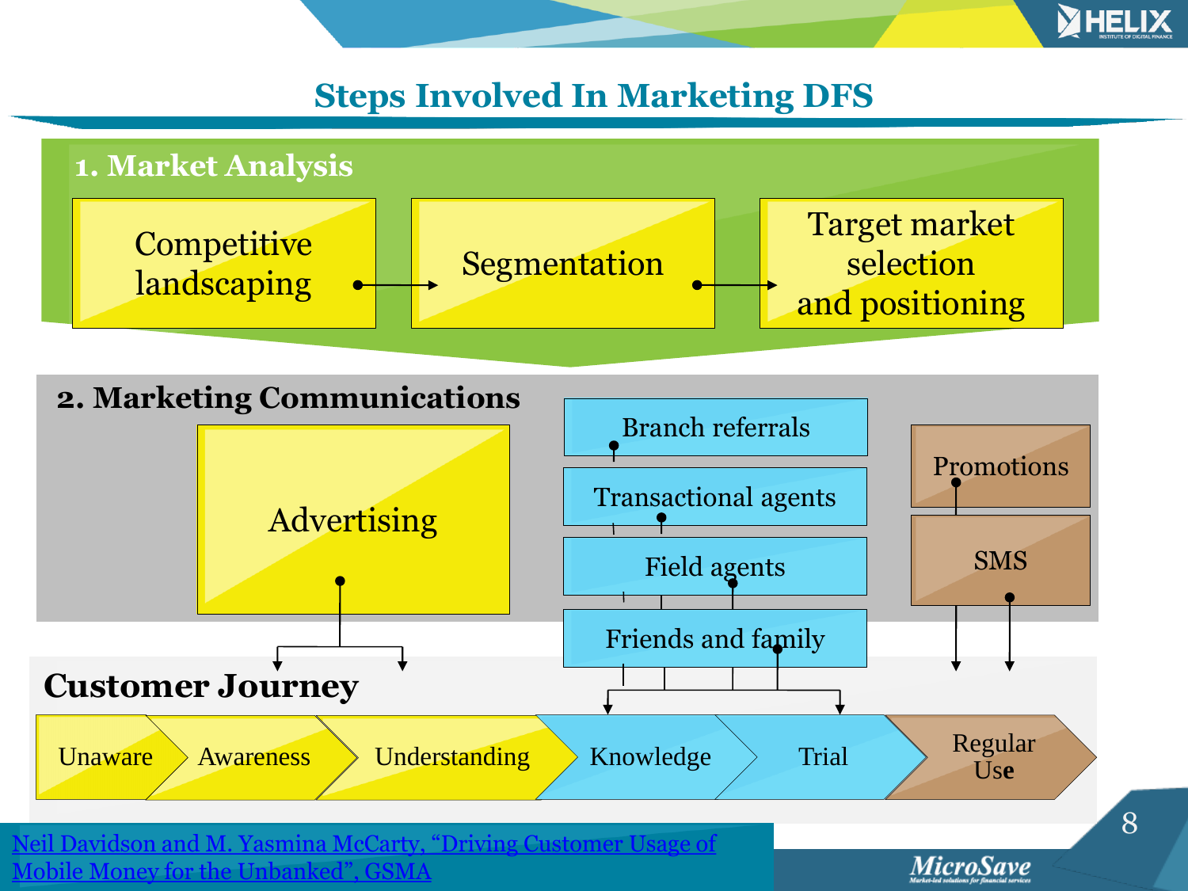# Steps Involved In Marketing DFS

## 1. Market Analysis

Competitive landscaping → Segmentation → Target market selection and positioning

## 2. Marketing Communications

- Advertising
- Branch referrals
- Transactional agents
- Field agents
- Friends and family
- Promotions
- SMS

## Customer Journey

Unaware → Awareness → Understanding → Knowledge → Trial → Regular Use

[Neil Davidson and M. Yasmina McCarty, "Driving Customer Usage of Mobile Money for the Unbanked", GSMA]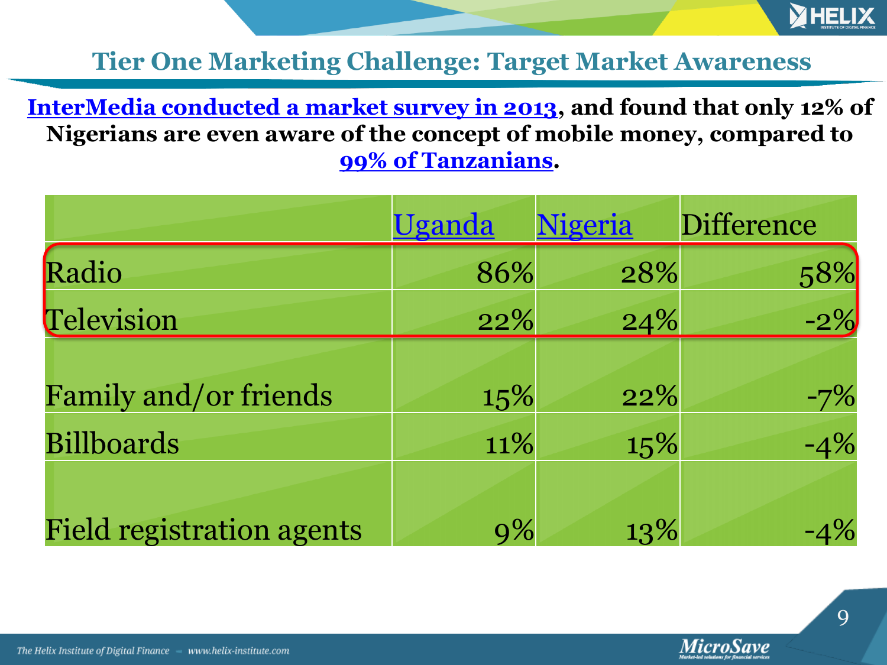## Tier One Marketing Challenge: Target Market Awareness

**InterMedia conducted a market survey in 2013, and found that only 12% of Nigerians are even aware of the concept of mobile money, compared to 99% of Tanzanians.**

| | Uganda | Nigeria | Difference |
|---|---|---|---|
| Radio | 86% | 28% | 58% |
| Television | 22% | 24% | -2% |
| Family and/or friends | 15% | 22% | -7% |
| Billboards | 11% | 15% | -4% |
| Field registration agents | 9% | 13% | -4% |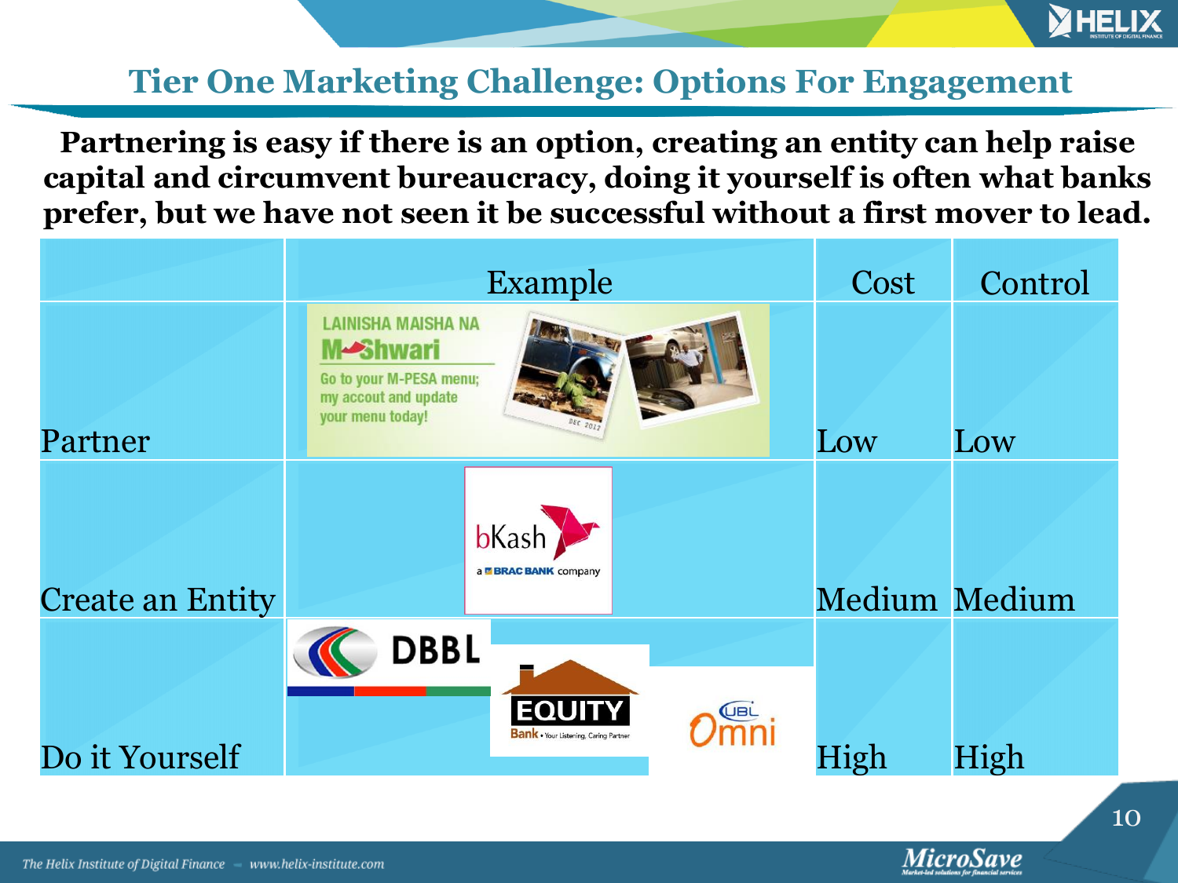# Tier One Marketing Challenge: Options For Engagement

**Partnering is easy if there is an option, creating an entity can help raise capital and circumvent bureaucracy, doing it yourself is often what banks prefer, but we have not seen it be successful without a first mover to lead.**

| | Example | Cost | Control |
|---|---|---|---|
| Partner | LAINISHA MAISHA NA M-Shwari — Go to your M-PESA menu; my accout and update your menu today! | Low | Low |
| Create an Entity | bKash — a BRAC BANK company | Medium | Medium |
| Do it Yourself | DBBL; EQUITY Bank • Your Listening, Caring Partner; UBL Omni | High | High |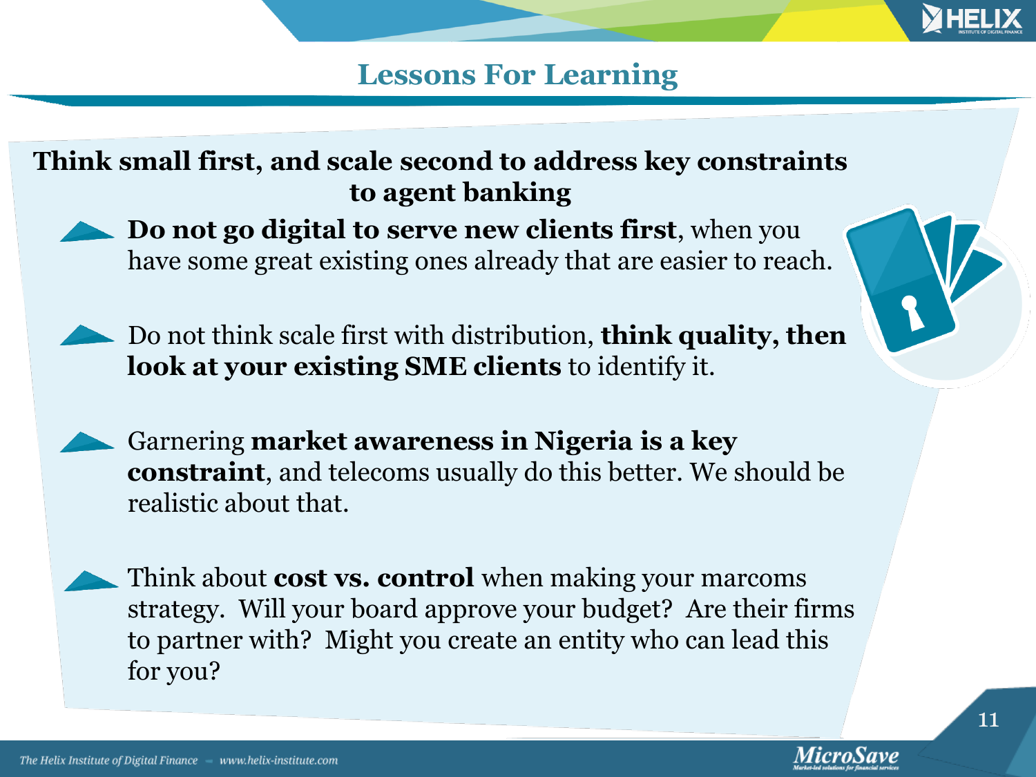# Lessons For Learning

**Think small first, and scale second to address key constraints to agent banking**

- **Do not go digital to serve new clients first**, when you have some great existing ones already that are easier to reach.
- Do not think scale first with distribution, **think quality, then look at your existing SME clients** to identify it.
- Garnering **market awareness in Nigeria is a key constraint**, and telecoms usually do this better. We should be realistic about that.
- Think about **cost vs. control** when making your marcoms strategy. Will your board approve your budget? Are their firms to partner with? Might you create an entity who can lead this for you?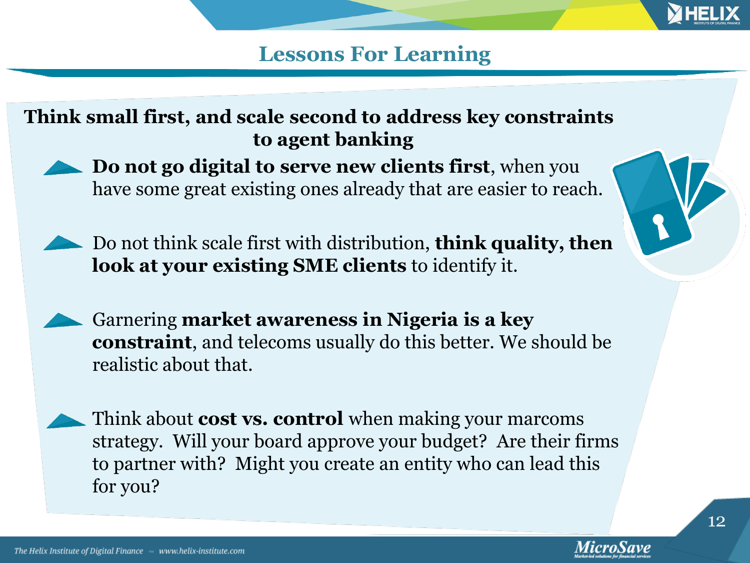# Lessons For Learning

**Think small first, and scale second to address key constraints to agent banking**

- **Do not go digital to serve new clients first**, when you have some great existing ones already that are easier to reach.
- Do not think scale first with distribution, **think quality, then look at your existing SME clients** to identify it.
- Garnering **market awareness in Nigeria is a key constraint**, and telecoms usually do this better. We should be realistic about that.
- Think about **cost vs. control** when making your marcoms strategy. Will your board approve your budget? Are their firms to partner with? Might you create an entity who can lead this for you?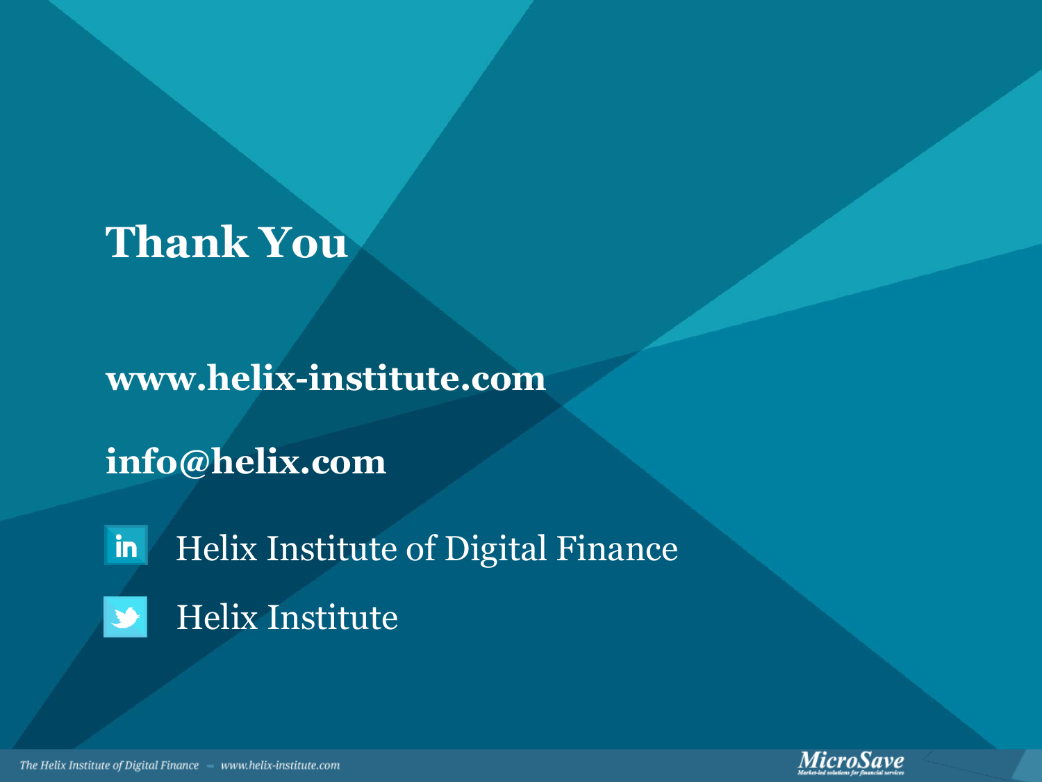# Thank You

**www.helix-institute.com**

**info@helix.com**

Helix Institute of Digital Finance

Helix Institute